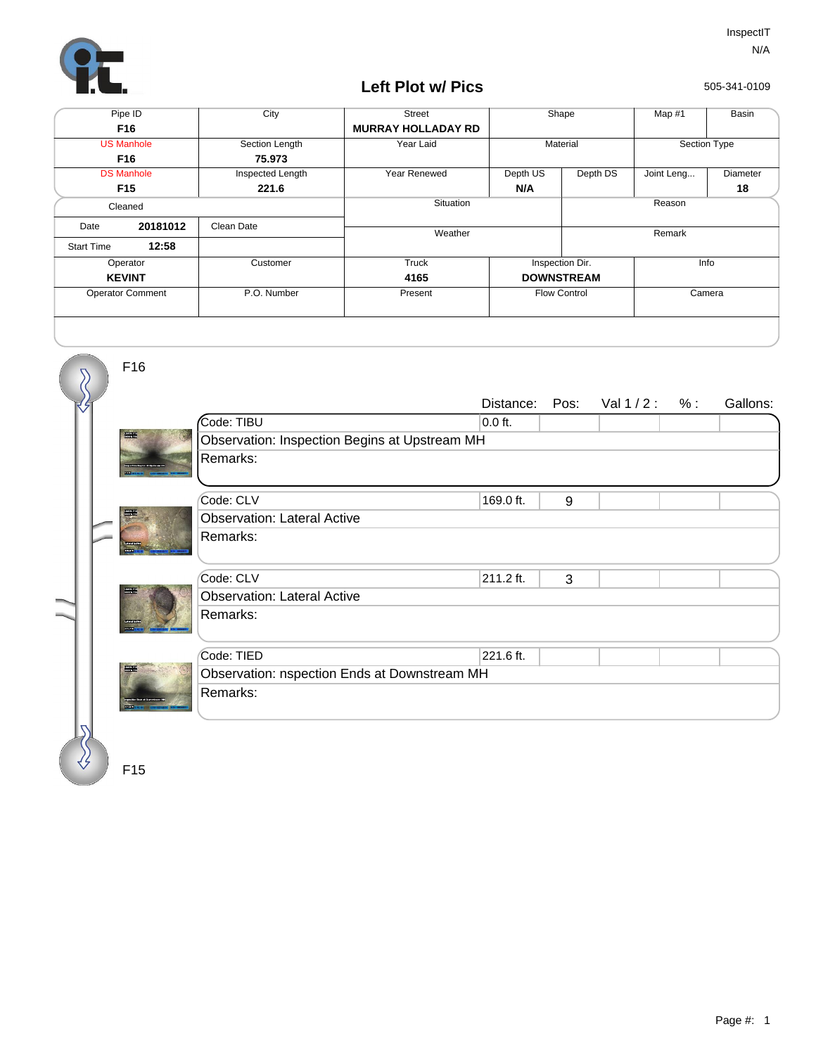InspectIT
N/A

505-341-0109

# Left Plot w/ Pics

| Pipe ID | City | Street | Shape | | Map #1 | Basin |
|---|---|---|---|---|---|---|
| **F16** | | **MURRAY HOLLADAY RD** | | | | |
| US Manhole | Section Length | Year Laid | Material | | Section Type | |
| **F16** | **75.973** | | | | | |
| DS Manhole | Inspected Length | Year Renewed | Depth US | Depth DS | Joint Leng... | Diameter |
| **F15** | **221.6** | | **N/A** | | | **18** |

| Cleaned | | Situation | Reason |
|---|---|---|---|
| Date **20181012** | Clean Date | Weather | Remark |
| Start Time **12:58** | | | |

| Operator | Customer | Truck | Inspection Dir. | Info |
|---|---|---|---|---|
| **KEVINT** | | **4165** | **DOWNSTREAM** | |
| Operator Comment | P.O. Number | Present | Flow Control | Camera |

F16

| Code | Distance: | Pos: | Val 1 / 2 : | % : | Gallons: |
|---|---|---|---|---|---|
| Code: TIBU | 0.0 ft. | | | | |
| Observation: Inspection Begins at Upstream MH | | | | | |
| Remarks: | | | | | |
| Code: CLV | 169.0 ft. | 9 | | | |
| Observation: Lateral Active | | | | | |
| Remarks: | | | | | |
| Code: CLV | 211.2 ft. | 3 | | | |
| Observation: Lateral Active | | | | | |
| Remarks: | | | | | |
| Code: TIED | 221.6 ft. | | | | |
| Observation: nspection Ends at Downstream MH | | | | | |
| Remarks: | | | | | |

F15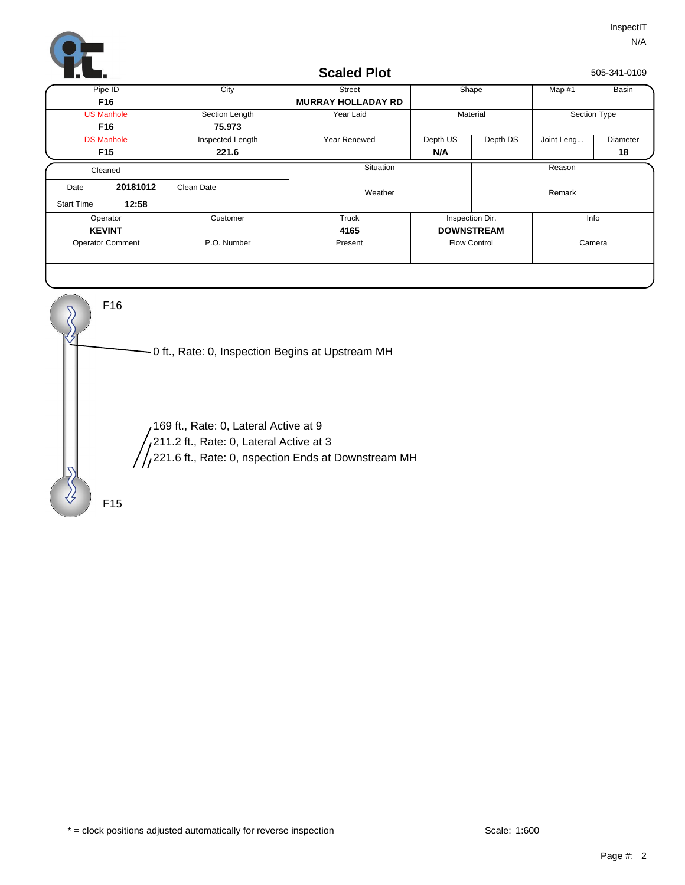InspectIT

N/A

# Scaled Plot

505-341-0109

| Pipe ID | City | Street | Shape | | Map #1 | Basin |
|---|---|---|---|---|---|---|
| F16 | | MURRAY HOLLADAY RD | | | | |
| US Manhole | Section Length | Year Laid | Material | | Section Type | |
| F16 | 75.973 | | | | | |
| DS Manhole | Inspected Length | Year Renewed | Depth US | Depth DS | Joint Leng... | Diameter |
| F15 | 221.6 | | N/A | | | 18 |

| Cleaned | | Situation | | Reason | |
|---|---|---|---|---|---|
| Date 20181012 | Clean Date | Weather | | Remark | |
| Start Time 12:58 | | | | | |
| Operator | Customer | Truck | Inspection Dir. | Info | |
| KEVINT | | 4165 | DOWNSTREAM | | |
| Operator Comment | P.O. Number | Present | Flow Control | Camera | |

F16

0 ft., Rate: 0, Inspection Begins at Upstream MH

169 ft., Rate: 0, Lateral Active at 9

211.2 ft., Rate: 0, Lateral Active at 3

221.6 ft., Rate: 0, nspection Ends at Downstream MH

F15

* = clock positions adjusted automatically for reverse inspection

Scale: 1:600